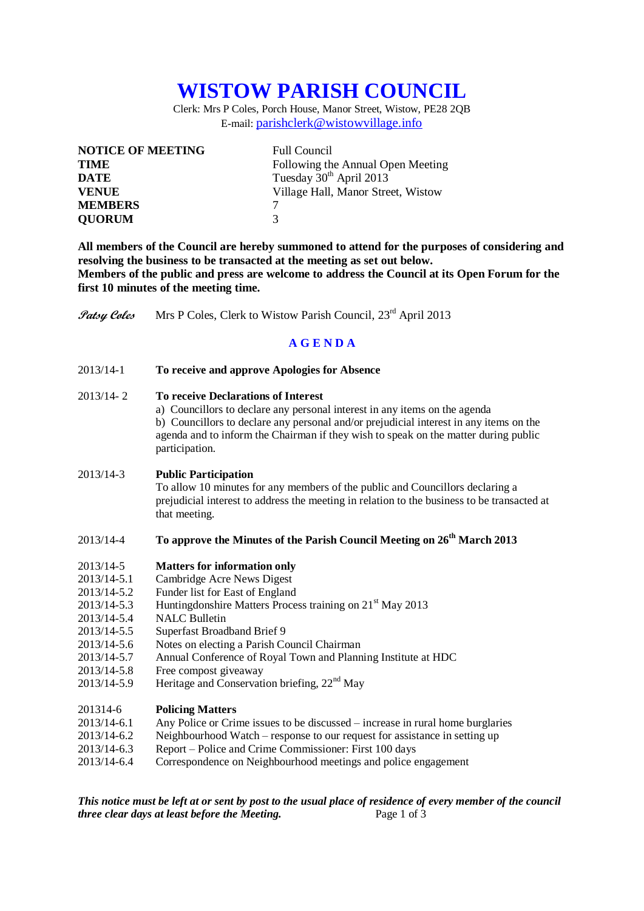# WISTOW PARISH COUNCIL

Clerk: Mrs P Coles, Porch House, Manor Street, Wistow, PE28 2QB
E-mail: parishclerk@wistowvillage.info

| | |
|---|---|
| **NOTICE OF MEETING** | Full Council |
| **TIME** | Following the Annual Open Meeting |
| **DATE** | Tuesday 30th April 2013 |
| **VENUE** | Village Hall, Manor Street, Wistow |
| **MEMBERS** | 7 |
| **QUORUM** | 3 |

**All members of the Council are hereby summoned to attend for the purposes of considering and resolving the business to be transacted at the meeting as set out below.**
**Members of the public and press are welcome to address the Council at its Open Forum for the first 10 minutes of the meeting time.**

*Patsy Coles* Mrs P Coles, Clerk to Wistow Parish Council, 23rd April 2013

## A G E N D A

2013/14-1 **To receive and approve Apologies for Absence**

2013/14- 2 **To receive Declarations of Interest**
a) Councillors to declare any personal interest in any items on the agenda
b) Councillors to declare any personal and/or prejudicial interest in any items on the agenda and to inform the Chairman if they wish to speak on the matter during public participation.

2013/14-3 **Public Participation**
To allow 10 minutes for any members of the public and Councillors declaring a prejudicial interest to address the meeting in relation to the business to be transacted at that meeting.

2013/14-4 **To approve the Minutes of the Parish Council Meeting on 26th March 2013**

2013/14-5 **Matters for information only**
2013/14-5.1 Cambridge Acre News Digest
2013/14-5.2 Funder list for East of England
2013/14-5.3 Huntingdonshire Matters Process training on 21st May 2013
2013/14-5.4 NALC Bulletin
2013/14-5.5 Superfast Broadband Brief 9
2013/14-5.6 Notes on electing a Parish Council Chairman
2013/14-5.7 Annual Conference of Royal Town and Planning Institute at HDC
2013/14-5.8 Free compost giveaway
2013/14-5.9 Heritage and Conservation briefing, 22nd May

201314-6 **Policing Matters**
2013/14-6.1 Any Police or Crime issues to be discussed – increase in rural home burglaries
2013/14-6.2 Neighbourhood Watch – response to our request for assistance in setting up
2013/14-6.3 Report – Police and Crime Commissioner: First 100 days
2013/14-6.4 Correspondence on Neighbourhood meetings and police engagement

***This notice must be left at or sent by post to the usual place of residence of every member of the council three clear days at least before the Meeting.***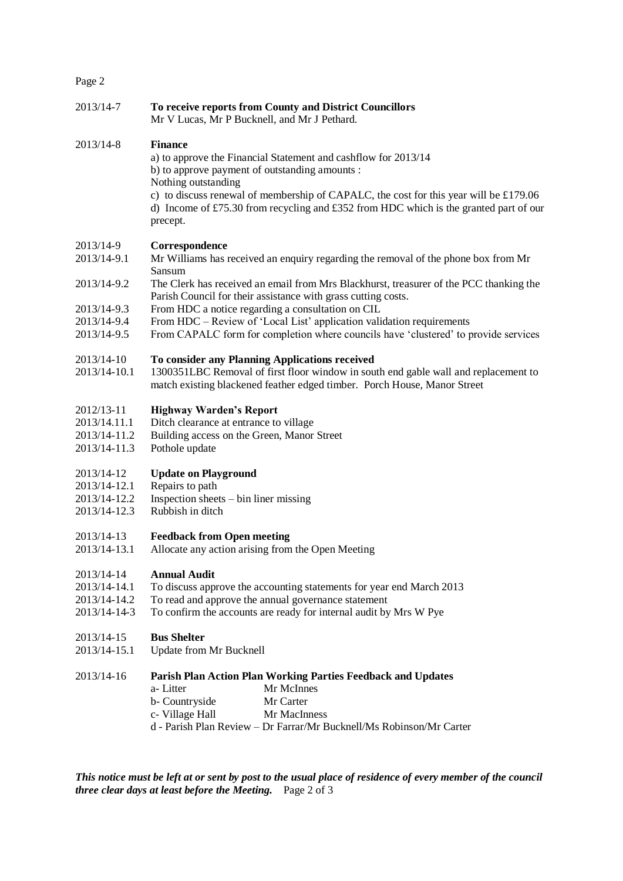2013/14-7 **To receive reports from County and District Councillors**
Mr V Lucas, Mr P Bucknell, and Mr J Pethard.

2013/14-8 **Finance**
a) to approve the Financial Statement and cashflow for 2013/14
b) to approve payment of outstanding amounts :
Nothing outstanding
c) to discuss renewal of membership of CAPALC, the cost for this year will be £179.06
d) Income of £75.30 from recycling and £352 from HDC which is the granted part of our precept.

2013/14-9 **Correspondence**
2013/14-9.1 Mr Williams has received an enquiry regarding the removal of the phone box from Mr Sansum
2013/14-9.2 The Clerk has received an email from Mrs Blackhurst, treasurer of the PCC thanking the Parish Council for their assistance with grass cutting costs.
2013/14-9.3 From HDC a notice regarding a consultation on CIL
2013/14-9.4 From HDC – Review of 'Local List' application validation requirements
2013/14-9.5 From CAPALC form for completion where councils have 'clustered' to provide services

2013/14-10 **To consider any Planning Applications received**
2013/14-10.1 1300351LBC Removal of first floor window in south end gable wall and replacement to match existing blackened feather edged timber. Porch House, Manor Street

2012/13-11 **Highway Warden's Report**
2013/14.11.1 Ditch clearance at entrance to village
2013/14-11.2 Building access on the Green, Manor Street
2013/14-11.3 Pothole update

2013/14-12 **Update on Playground**
2013/14-12.1 Repairs to path
2013/14-12.2 Inspection sheets – bin liner missing
2013/14-12.3 Rubbish in ditch

2013/14-13 **Feedback from Open meeting**
2013/14-13.1 Allocate any action arising from the Open Meeting

2013/14-14 **Annual Audit**
2013/14-14.1 To discuss approve the accounting statements for year end March 2013
2013/14-14.2 To read and approve the annual governance statement
2013/14-14-3 To confirm the accounts are ready for internal audit by Mrs W Pye

2013/14-15 **Bus Shelter**
2013/14-15.1 Update from Mr Bucknell

2013/14-16 **Parish Plan Action Plan Working Parties Feedback and Updates**
a- Litter Mr McInnes
b- Countryside Mr Carter
c- Village Hall Mr MacInness
d - Parish Plan Review – Dr Farrar/Mr Bucknell/Ms Robinson/Mr Carter

***This notice must be left at or sent by post to the usual place of residence of every member of the council three clear days at least before the Meeting.***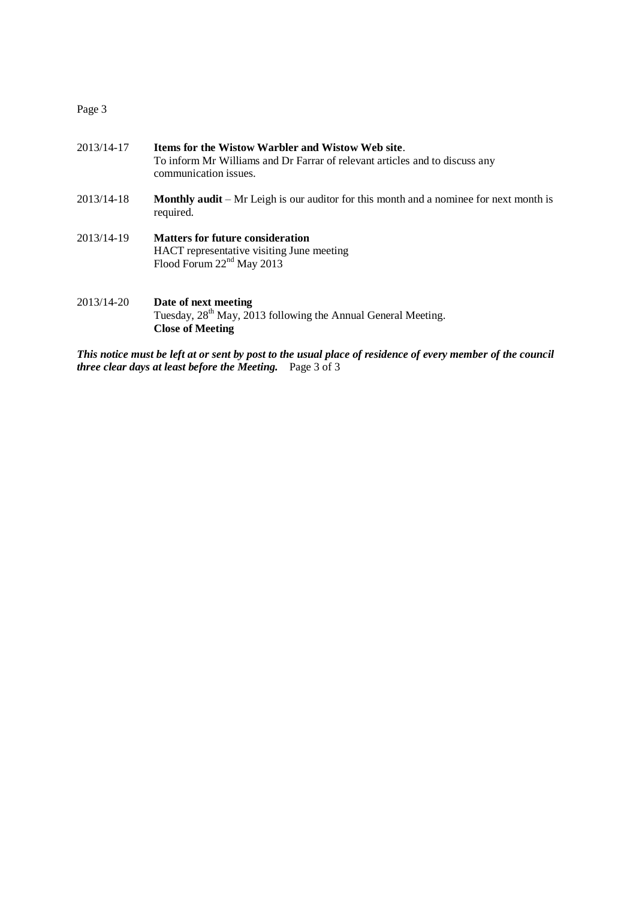2013/14-17 **Items for the Wistow Warbler and Wistow Web site**.
To inform Mr Williams and Dr Farrar of relevant articles and to discuss any communication issues.

2013/14-18 **Monthly audit** – Mr Leigh is our auditor for this month and a nominee for next month is required.

2013/14-19 **Matters for future consideration**
HACT representative visiting June meeting
Flood Forum 22nd May 2013

2013/14-20 **Date of next meeting**
Tuesday, 28th May, 2013 following the Annual General Meeting.
**Close of Meeting**

***This notice must be left at or sent by post to the usual place of residence of every member of the council three clear days at least before the Meeting.***